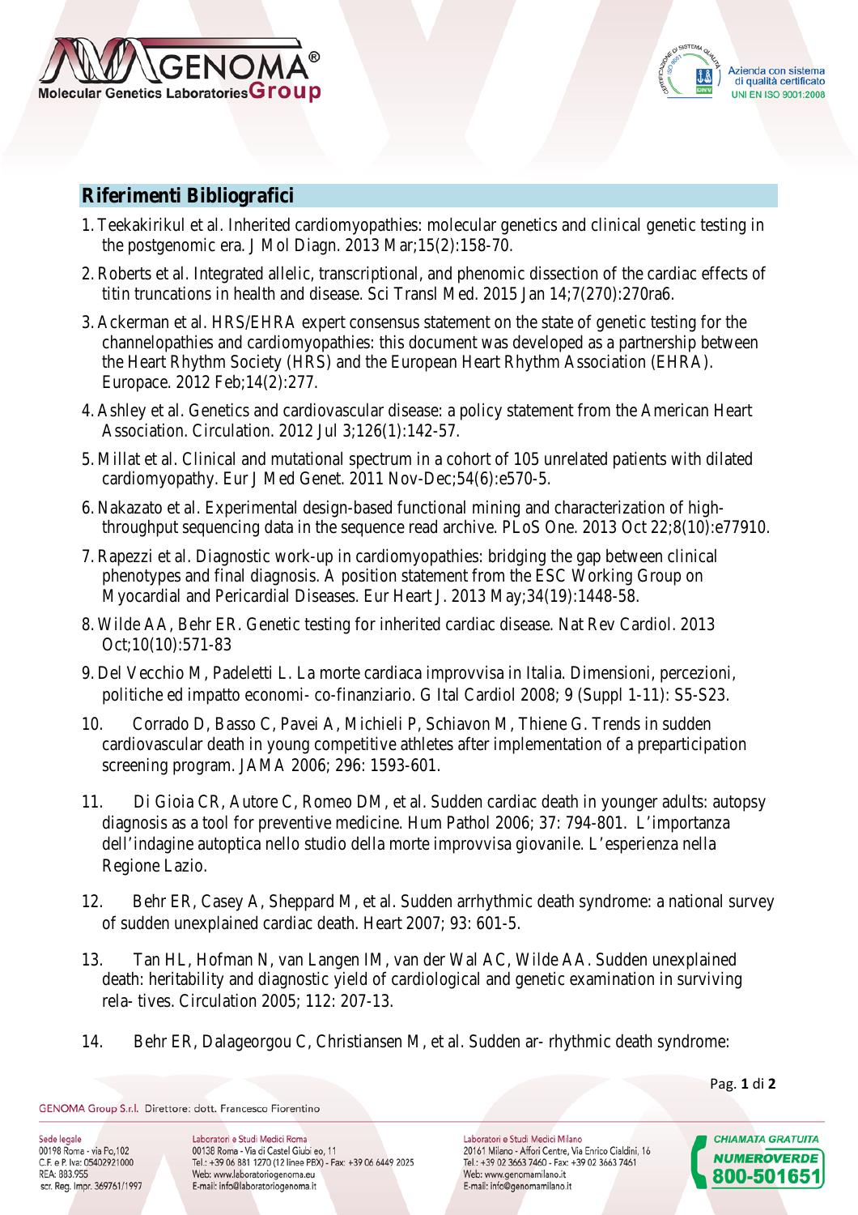## Riferimenti Bibliografici

1. Teekakirikul et al. Inherited cardiomyopathies: molecular genetics and clinical genetic testing in the postgenomic era. J Mol Diagn. 2013 Mar;15(2):158-70.
2. Roberts et al. Integrated allelic, transcriptional, and phenomic dissection of the cardiac effects of titin truncations in health and disease. Sci Transl Med. 2015 Jan 14;7(270):270ra6.
3. Ackerman et al. HRS/EHRA expert consensus statement on the state of genetic testing for the channelopathies and cardiomyopathies: this document was developed as a partnership between the Heart Rhythm Society (HRS) and the European Heart Rhythm Association (EHRA). Europace. 2012 Feb;14(2):277.
4. Ashley et al. Genetics and cardiovascular disease: a policy statement from the American Heart Association. Circulation. 2012 Jul 3;126(1):142-57.
5. Millat et al. Clinical and mutational spectrum in a cohort of 105 unrelated patients with dilated cardiomyopathy. Eur J Med Genet. 2011 Nov-Dec;54(6):e570-5.
6. Nakazato et al. Experimental design-based functional mining and characterization of high-throughput sequencing data in the sequence read archive. PLoS One. 2013 Oct 22;8(10):e77910.
7. Rapezzi et al. Diagnostic work-up in cardiomyopathies: bridging the gap between clinical phenotypes and final diagnosis. A position statement from the ESC Working Group on Myocardial and Pericardial Diseases. Eur Heart J. 2013 May;34(19):1448-58.
8. Wilde AA, Behr ER. Genetic testing for inherited cardiac disease. Nat Rev Cardiol. 2013 Oct;10(10):571-83
9. Del Vecchio M, Padeletti L. La morte cardiaca improvvisa in Italia. Dimensioni, percezioni, politiche ed impatto economi- co-finanziario. G Ital Cardiol 2008; 9 (Suppl 1-11): S5-S23.
10. Corrado D, Basso C, Pavei A, Michieli P, Schiavon M, Thiene G. Trends in sudden cardiovascular death in young competitive athletes after implementation of a preparticipation screening program. JAMA 2006; 296: 1593-601.
11. Di Gioia CR, Autore C, Romeo DM, et al. Sudden cardiac death in younger adults: autopsy diagnosis as a tool for preventive medicine. Hum Pathol 2006; 37: 794-801. L'importanza dell'indagine autoptica nello studio della morte improvvisa giovanile. L'esperienza nella Regione Lazio.
12. Behr ER, Casey A, Sheppard M, et al. Sudden arrhythmic death syndrome: a national survey of sudden unexplained cardiac death. Heart 2007; 93: 601-5.
13. Tan HL, Hofman N, van Langen IM, van der Wal AC, Wilde AA. Sudden unexplained death: heritability and diagnostic yield of cardiological and genetic examination in surviving rela- tives. Circulation 2005; 112: 207-13.
14. Behr ER, Dalageorgou C, Christiansen M, et al. Sudden ar- rhythmic death syndrome: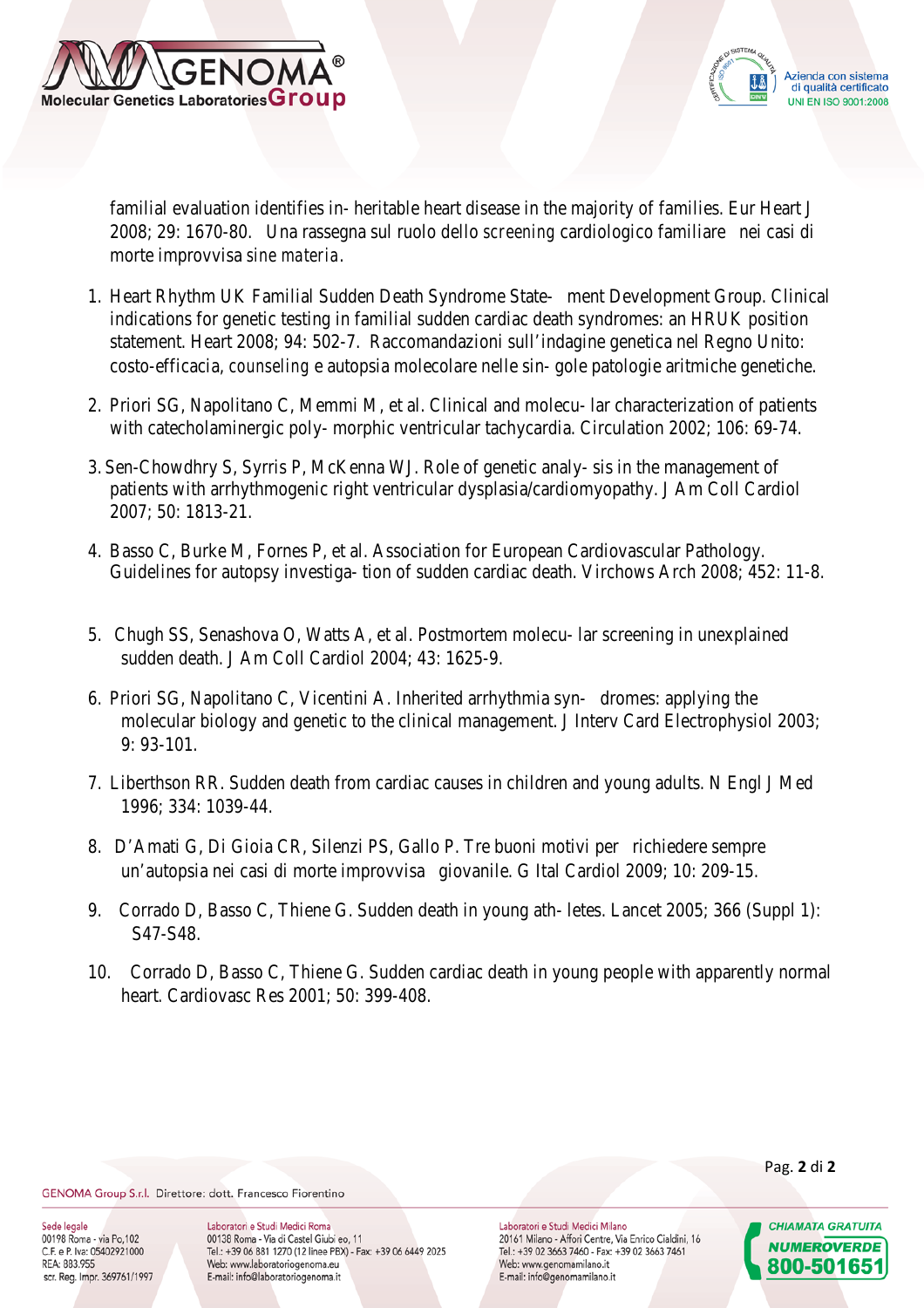familial evaluation identifies in- heritable heart disease in the majority of families. Eur Heart J 2008; 29: 1670-80. Una rassegna sul ruolo dello *screening* cardiologico familiare nei casi di morte improvvisa *sine materia*.

1. Heart Rhythm UK Familial Sudden Death Syndrome State- ment Development Group. Clinical indications for genetic testing in familial sudden cardiac death syndromes: an HRUK position statement. Heart 2008; 94: 502-7. Raccomandazioni sull'indagine genetica nel Regno Unito: costo-efficacia, *counseling* e autopsia molecolare nelle sin- gole patologie aritmiche genetiche.

2. Priori SG, Napolitano C, Memmi M, et al. Clinical and molecu- lar characterization of patients with catecholaminergic poly- morphic ventricular tachycardia. Circulation 2002; 106: 69-74.

3. Sen-Chowdhry S, Syrris P, McKenna WJ. Role of genetic analy- sis in the management of patients with arrhythmogenic right ventricular dysplasia/cardiomyopathy. J Am Coll Cardiol 2007; 50: 1813-21.

4. Basso C, Burke M, Fornes P, et al. Association for European Cardiovascular Pathology. Guidelines for autopsy investiga- tion of sudden cardiac death. Virchows Arch 2008; 452: 11-8.

5. Chugh SS, Senashova O, Watts A, et al. Postmortem molecu- lar screening in unexplained sudden death. J Am Coll Cardiol 2004; 43: 1625-9.

6. Priori SG, Napolitano C, Vicentini A. Inherited arrhythmia syn- dromes: applying the molecular biology and genetic to the clinical management. J Interv Card Electrophysiol 2003; 9: 93-101.

7. Liberthson RR. Sudden death from cardiac causes in children and young adults. N Engl J Med 1996; 334: 1039-44.

8. D'Amati G, Di Gioia CR, Silenzi PS, Gallo P. Tre buoni motivi per richiedere sempre un'autopsia nei casi di morte improvvisa giovanile. G Ital Cardiol 2009; 10: 209-15.

9. Corrado D, Basso C, Thiene G. Sudden death in young ath- letes. Lancet 2005; 366 (Suppl 1): S47-S48.

10. Corrado D, Basso C, Thiene G. Sudden cardiac death in young people with apparently normal heart. Cardiovasc Res 2001; 50: 399-408.